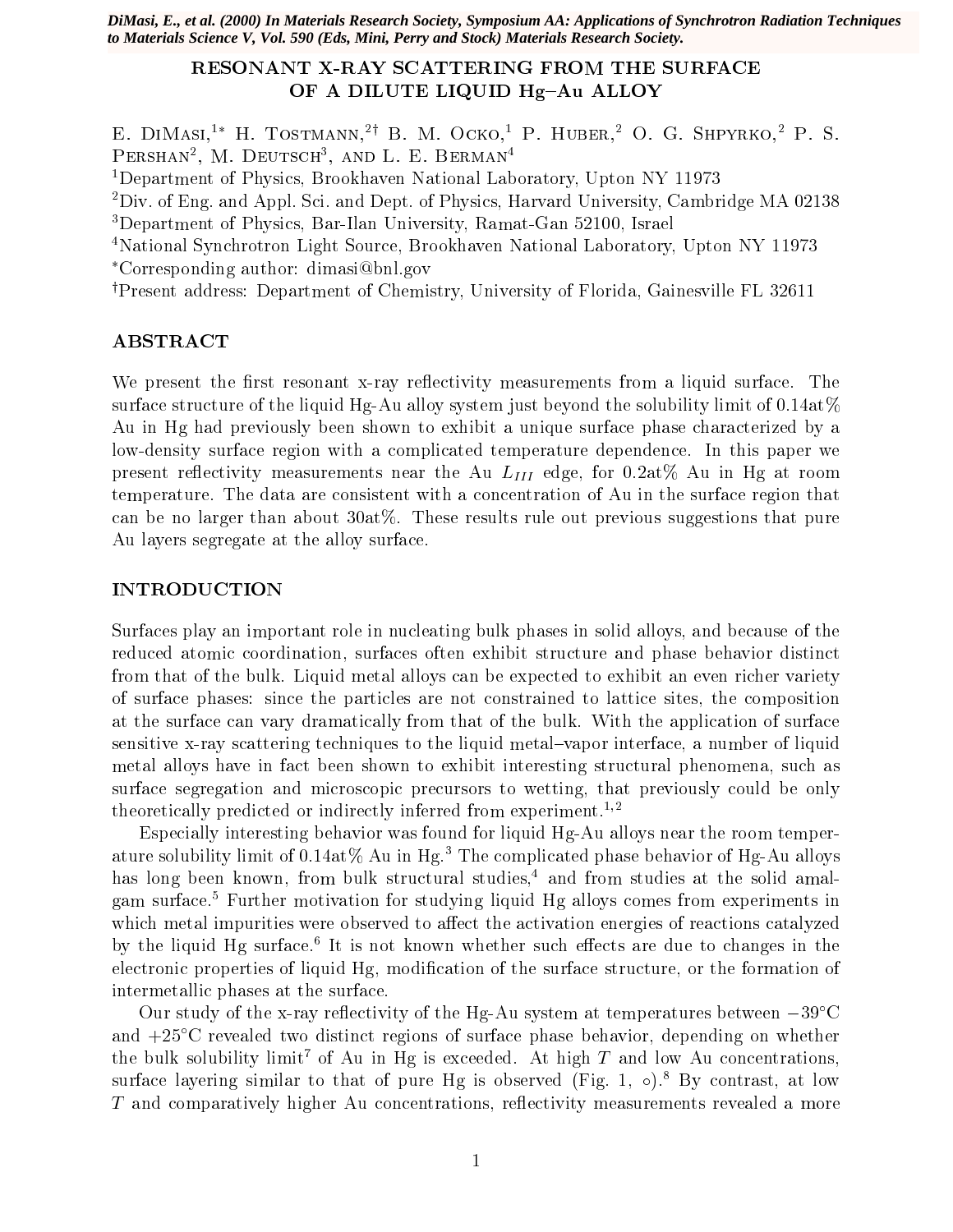*DiMasi, E., et al. (2000) In Materials Research Society, Symposium AA: Applications of Synchrotron Radiation Techniques to Materials Science V, Vol. 590 (Eds, Mini, Perry and Stock) Materials Research Society.*

# RESONANT X-RAY SCATTERING FROM THE SURFACE OF A DILUTE LIQUID Hg–Au ALLOY

E. DiMasi,[1*] H. Tostmann,[2†] B. M. Ocko,[1] P. Huber,[2] O. G. Shpyrko,[2] P. S. Pershan[2], M. Deutsch[3], and L. E. Berman[4]

[1]Department of Physics, Brookhaven National Laboratory, Upton NY 11973
[2]Div. of Eng. and Appl. Sci. and Dept. of Physics, Harvard University, Cambridge MA 02138
[3]Department of Physics, Bar-Ilan University, Ramat-Gan 52100, Israel
[4]National Synchrotron Light Source, Brookhaven National Laboratory, Upton NY 11973
[*]Corresponding author: dimasi@bnl.gov
[†]Present address: Department of Chemistry, University of Florida, Gainesville FL 32611

## ABSTRACT

We present the first resonant x-ray reflectivity measurements from a liquid surface. The surface structure of the liquid Hg-Au alloy system just beyond the solubility limit of 0.14at% Au in Hg had previously been shown to exhibit a unique surface phase characterized by a low-density surface region with a complicated temperature dependence. In this paper we present reflectivity measurements near the Au $L_{III}$ edge, for 0.2at% Au in Hg at room temperature. The data are consistent with a concentration of Au in the surface region that can be no larger than about 30at%. These results rule out previous suggestions that pure Au layers segregate at the alloy surface.

## INTRODUCTION

Surfaces play an important role in nucleating bulk phases in solid alloys, and because of the reduced atomic coordination, surfaces often exhibit structure and phase behavior distinct from that of the bulk. Liquid metal alloys can be expected to exhibit an even richer variety of surface phases: since the particles are not constrained to lattice sites, the composition at the surface can vary dramatically from that of the bulk. With the application of surface sensitive x-ray scattering techniques to the liquid metal–vapor interface, a number of liquid metal alloys have in fact been shown to exhibit interesting structural phenomena, such as surface segregation and microscopic precursors to wetting, that previously could be only theoretically predicted or indirectly inferred from experiment.[1,2]

Especially interesting behavior was found for liquid Hg-Au alloys near the room temperature solubility limit of 0.14at% Au in Hg.[3] The complicated phase behavior of Hg-Au alloys has long been known, from bulk structural studies,[4] and from studies at the solid amalgam surface.[5] Further motivation for studying liquid Hg alloys comes from experiments in which metal impurities were observed to affect the activation energies of reactions catalyzed by the liquid Hg surface.[6] It is not known whether such effects are due to changes in the electronic properties of liquid Hg, modification of the surface structure, or the formation of intermetallic phases at the surface.

Our study of the x-ray reflectivity of the Hg-Au system at temperatures between −39°C and +25°C revealed two distinct regions of surface phase behavior, depending on whether the bulk solubility limit[7] of Au in Hg is exceeded. At high $T$ and low Au concentrations, surface layering similar to that of pure Hg is observed (Fig. 1, ∘).[8] By contrast, at low $T$ and comparatively higher Au concentrations, reflectivity measurements revealed a more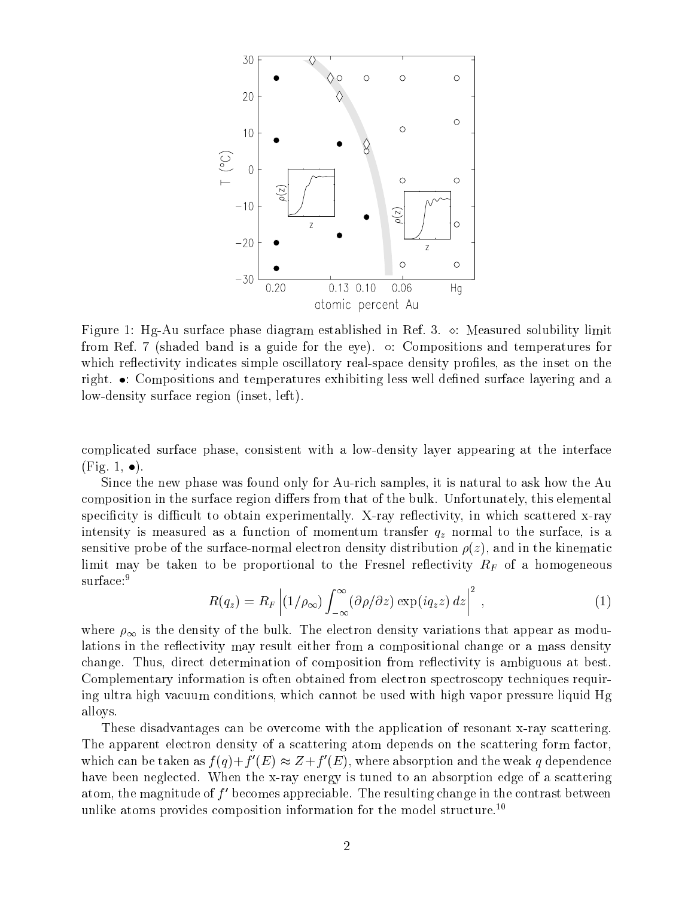Figure 1: Hg-Au surface phase diagram established in Ref. 3. ⋄: Measured solubility limit from Ref. 7 (shaded band is a guide for the eye). ∘: Compositions and temperatures for which reflectivity indicates simple oscillatory real-space density profiles, as the inset on the right. •: Compositions and temperatures exhibiting less well defined surface layering and a low-density surface region (inset, left).

complicated surface phase, consistent with a low-density layer appearing at the interface (Fig. 1, •).

Since the new phase was found only for Au-rich samples, it is natural to ask how the Au composition in the surface region differs from that of the bulk. Unfortunately, this elemental specificity is difficult to obtain experimentally. X-ray reflectivity, in which scattered x-ray intensity is measured as a function of momentum transfer $q_z$ normal to the surface, is a sensitive probe of the surface-normal electron density distribution $\rho(z)$, and in the kinematic limit may be taken to be proportional to the Fresnel reflectivity $R_F$ of a homogeneous surface:[9]

$$R(q_z) = R_F \left| (1/\rho_\infty) \int_{-\infty}^{\infty} (\partial \rho / \partial z) \exp(i q_z z)\, dz \right|^2 , \tag{1}$$

where $\rho_\infty$ is the density of the bulk. The electron density variations that appear as modulations in the reflectivity may result either from a compositional change or a mass density change. Thus, direct determination of composition from reflectivity is ambiguous at best. Complementary information is often obtained from electron spectroscopy techniques requiring ultra high vacuum conditions, which cannot be used with high vapor pressure liquid Hg alloys.

These disadvantages can be overcome with the application of resonant x-ray scattering. The apparent electron density of a scattering atom depends on the scattering form factor, which can be taken as $f(q) + f'(E) \approx Z + f'(E)$, where absorption and the weak $q$ dependence have been neglected. When the x-ray energy is tuned to an absorption edge of a scattering atom, the magnitude of $f'$ becomes appreciable. The resulting change in the contrast between unlike atoms provides composition information for the model structure.[10]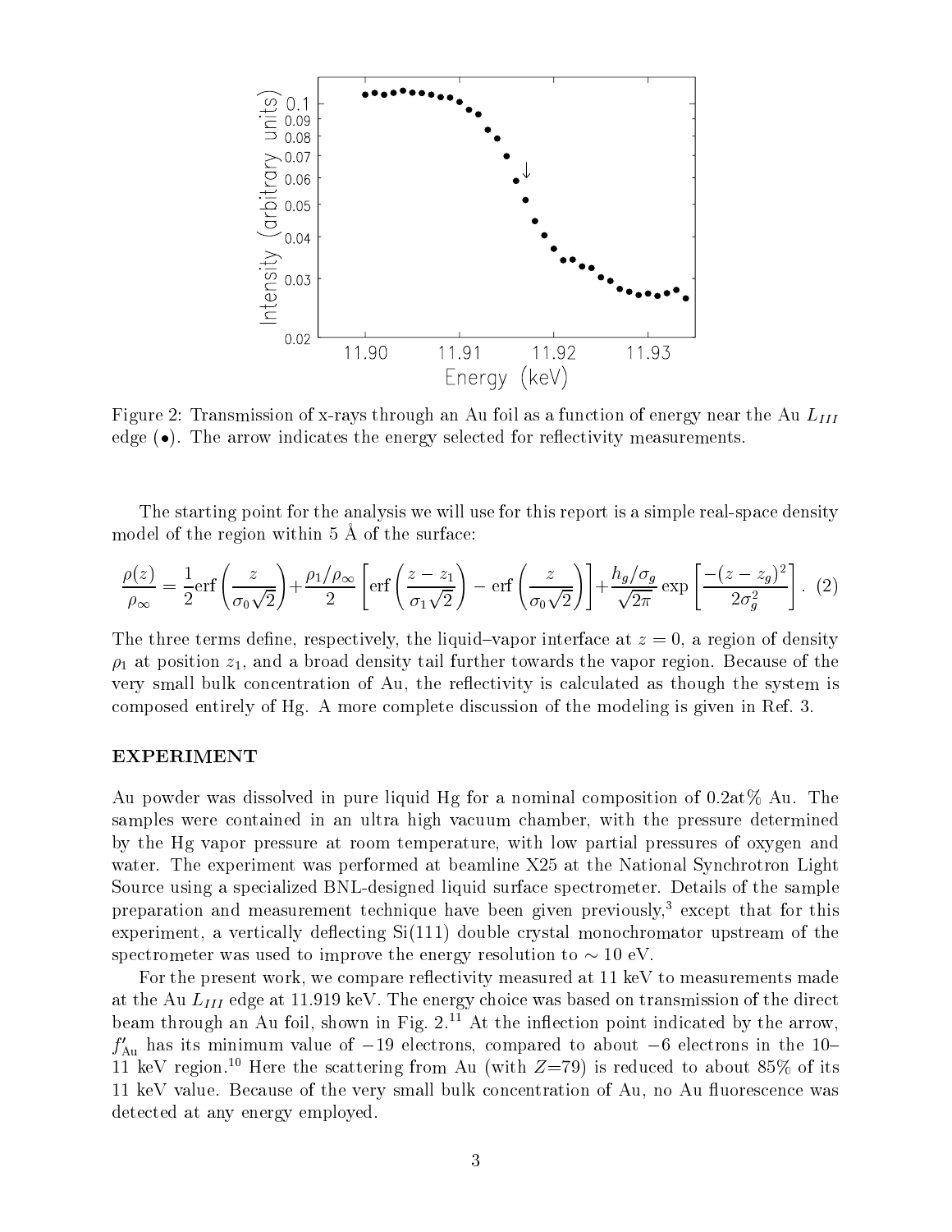Figure 2: Transmission of x-rays through an Au foil as a function of energy near the Au $L_{III}$ edge (•). The arrow indicates the energy selected for reflectivity measurements.

The starting point for the analysis we will use for this report is a simple real-space density model of the region within 5 Å of the surface:

$$\frac{\rho(z)}{\rho_\infty} = \frac{1}{2}\mathrm{erf}\left(\frac{z}{\sigma_0\sqrt{2}}\right) + \frac{\rho_1/\rho_\infty}{2}\left[\mathrm{erf}\left(\frac{z-z_1}{\sigma_1\sqrt{2}}\right) - \mathrm{erf}\left(\frac{z}{\sigma_0\sqrt{2}}\right)\right] + \frac{h_g/\sigma_g}{\sqrt{2\pi}}\exp\left[\frac{-(z-z_g)^2}{2\sigma_g^2}\right]. \quad (2)$$

The three terms define, respectively, the liquid–vapor interface at $z = 0$, a region of density $\rho_1$ at position $z_1$, and a broad density tail further towards the vapor region. Because of the very small bulk concentration of Au, the reflectivity is calculated as though the system is composed entirely of Hg. A more complete discussion of the modeling is given in Ref. 3.

## EXPERIMENT

Au powder was dissolved in pure liquid Hg for a nominal composition of 0.2at% Au. The samples were contained in an ultra high vacuum chamber, with the pressure determined by the Hg vapor pressure at room temperature, with low partial pressures of oxygen and water. The experiment was performed at beamline X25 at the National Synchrotron Light Source using a specialized BNL-designed liquid surface spectrometer. Details of the sample preparation and measurement technique have been given previously,[3] except that for this experiment, a vertically deflecting Si(111) double crystal monochromator upstream of the spectrometer was used to improve the energy resolution to $\sim 10$ eV.

For the present work, we compare reflectivity measured at 11 keV to measurements made at the Au $L_{III}$ edge at 11.919 keV. The energy choice was based on transmission of the direct beam through an Au foil, shown in Fig. 2.[11] At the inflection point indicated by the arrow, $f'_{\mathrm{Au}}$ has its minimum value of $-19$ electrons, compared to about $-6$ electrons in the 10–11 keV region.[10] Here the scattering from Au (with $Z$=79) is reduced to about 85% of its 11 keV value. Because of the very small bulk concentration of Au, no Au fluorescence was detected at any energy employed.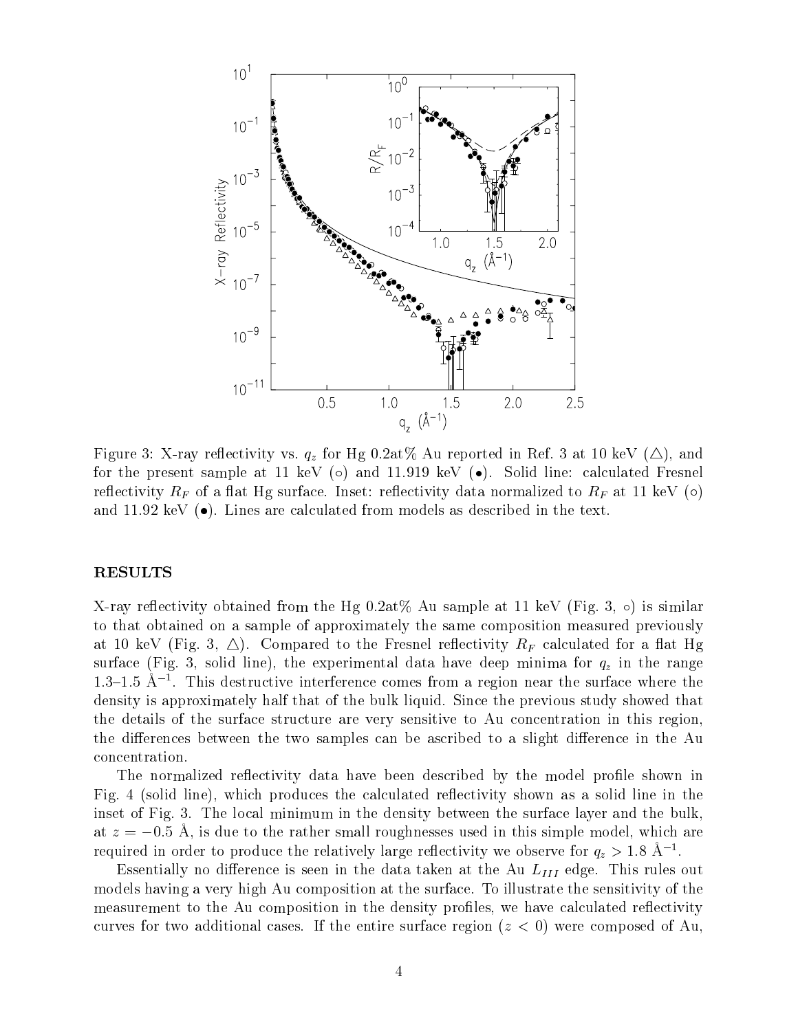Figure 3: X-ray reflectivity vs. $q_z$ for Hg 0.2at% Au reported in Ref. 3 at 10 keV (△), and for the present sample at 11 keV (○) and 11.919 keV (●). Solid line: calculated Fresnel reflectivity $R_F$ of a flat Hg surface. Inset: reflectivity data normalized to $R_F$ at 11 keV (○) and 11.92 keV (●). Lines are calculated from models as described in the text.

## RESULTS

X-ray reflectivity obtained from the Hg 0.2at% Au sample at 11 keV (Fig. 3, ○) is similar to that obtained on a sample of approximately the same composition measured previously at 10 keV (Fig. 3, △). Compared to the Fresnel reflectivity $R_F$ calculated for a flat Hg surface (Fig. 3, solid line), the experimental data have deep minima for $q_z$ in the range 1.3–1.5 Å$^{-1}$. This destructive interference comes from a region near the surface where the density is approximately half that of the bulk liquid. Since the previous study showed that the details of the surface structure are very sensitive to Au concentration in this region, the differences between the two samples can be ascribed to a slight difference in the Au concentration.

The normalized reflectivity data have been described by the model profile shown in Fig. 4 (solid line), which produces the calculated reflectivity shown as a solid line in the inset of Fig. 3. The local minimum in the density between the surface layer and the bulk, at $z = -0.5$ Å, is due to the rather small roughnesses used in this simple model, which are required in order to produce the relatively large reflectivity we observe for $q_z > 1.8$ Å$^{-1}$.

Essentially no difference is seen in the data taken at the Au $L_{III}$ edge. This rules out models having a very high Au composition at the surface. To illustrate the sensitivity of the measurement to the Au composition in the density profiles, we have calculated reflectivity curves for two additional cases. If the entire surface region ($z < 0$) were composed of Au,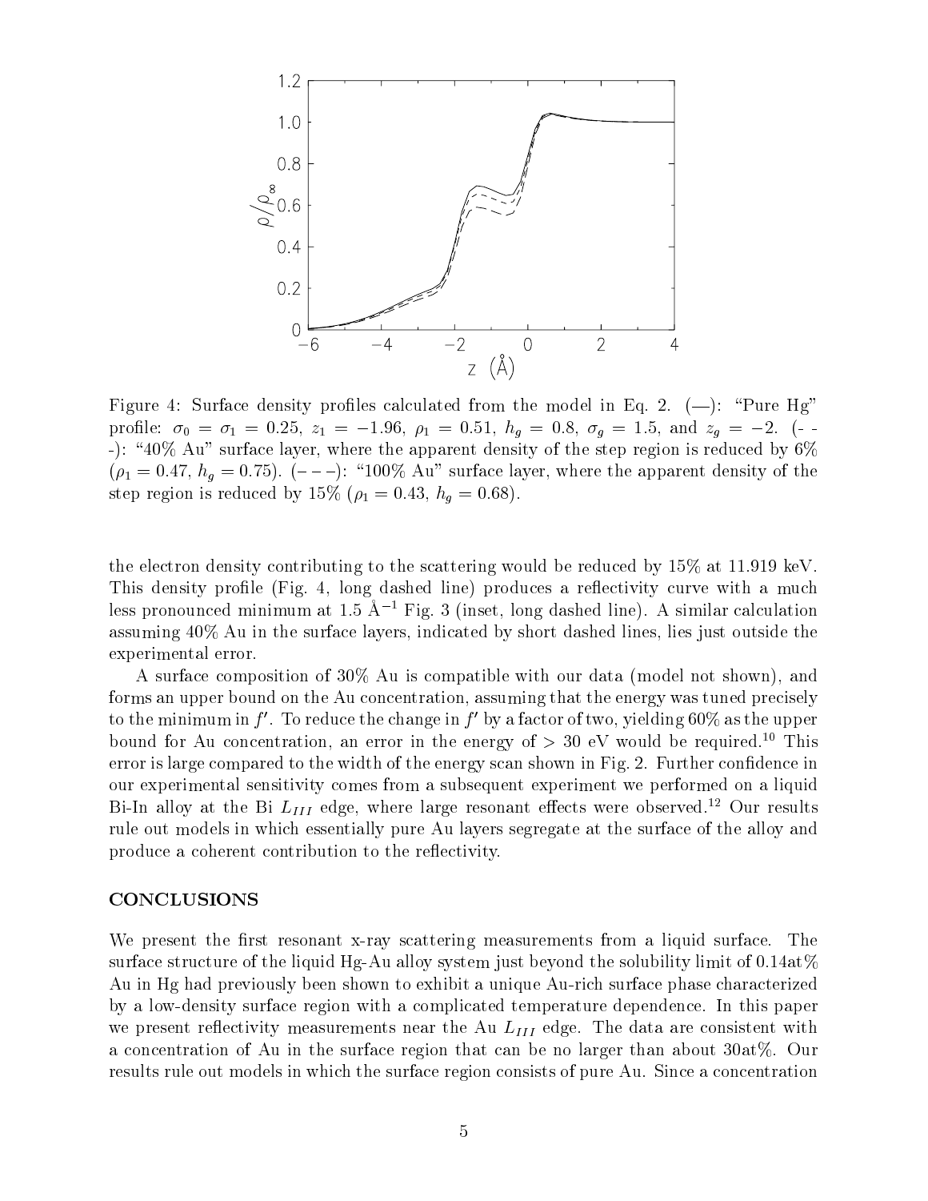Figure 4: Surface density profiles calculated from the model in Eq. 2. (—): "Pure Hg" profile: $\sigma_0 = \sigma_1 = 0.25$, $z_1 = -1.96$, $\rho_1 = 0.51$, $h_g = 0.8$, $\sigma_g = 1.5$, and $z_g = -2$. (- - -): "40% Au" surface layer, where the apparent density of the step region is reduced by 6% ($\rho_1 = 0.47$, $h_g = 0.75$). (– – –): "100% Au" surface layer, where the apparent density of the step region is reduced by 15% ($\rho_1 = 0.43$, $h_g = 0.68$).

the electron density contributing to the scattering would be reduced by 15% at 11.919 keV. This density profile (Fig. 4, long dashed line) produces a reflectivity curve with a much less pronounced minimum at 1.5 Å$^{-1}$ Fig. 3 (inset, long dashed line). A similar calculation assuming 40% Au in the surface layers, indicated by short dashed lines, lies just outside the experimental error.

A surface composition of 30% Au is compatible with our data (model not shown), and forms an upper bound on the Au concentration, assuming that the energy was tuned precisely to the minimum in $f'$. To reduce the change in $f'$ by a factor of two, yielding 60% as the upper bound for Au concentration, an error in the energy of $> 30$ eV would be required.[10] This error is large compared to the width of the energy scan shown in Fig. 2. Further confidence in our experimental sensitivity comes from a subsequent experiment we performed on a liquid Bi-In alloy at the Bi $L_{III}$ edge, where large resonant effects were observed.[12] Our results rule out models in which essentially pure Au layers segregate at the surface of the alloy and produce a coherent contribution to the reflectivity.

## CONCLUSIONS

We present the first resonant x-ray scattering measurements from a liquid surface. The surface structure of the liquid Hg-Au alloy system just beyond the solubility limit of 0.14at% Au in Hg had previously been shown to exhibit a unique Au-rich surface phase characterized by a low-density surface region with a complicated temperature dependence. In this paper we present reflectivity measurements near the Au $L_{III}$ edge. The data are consistent with a concentration of Au in the surface region that can be no larger than about 30at%. Our results rule out models in which the surface region consists of pure Au. Since a concentration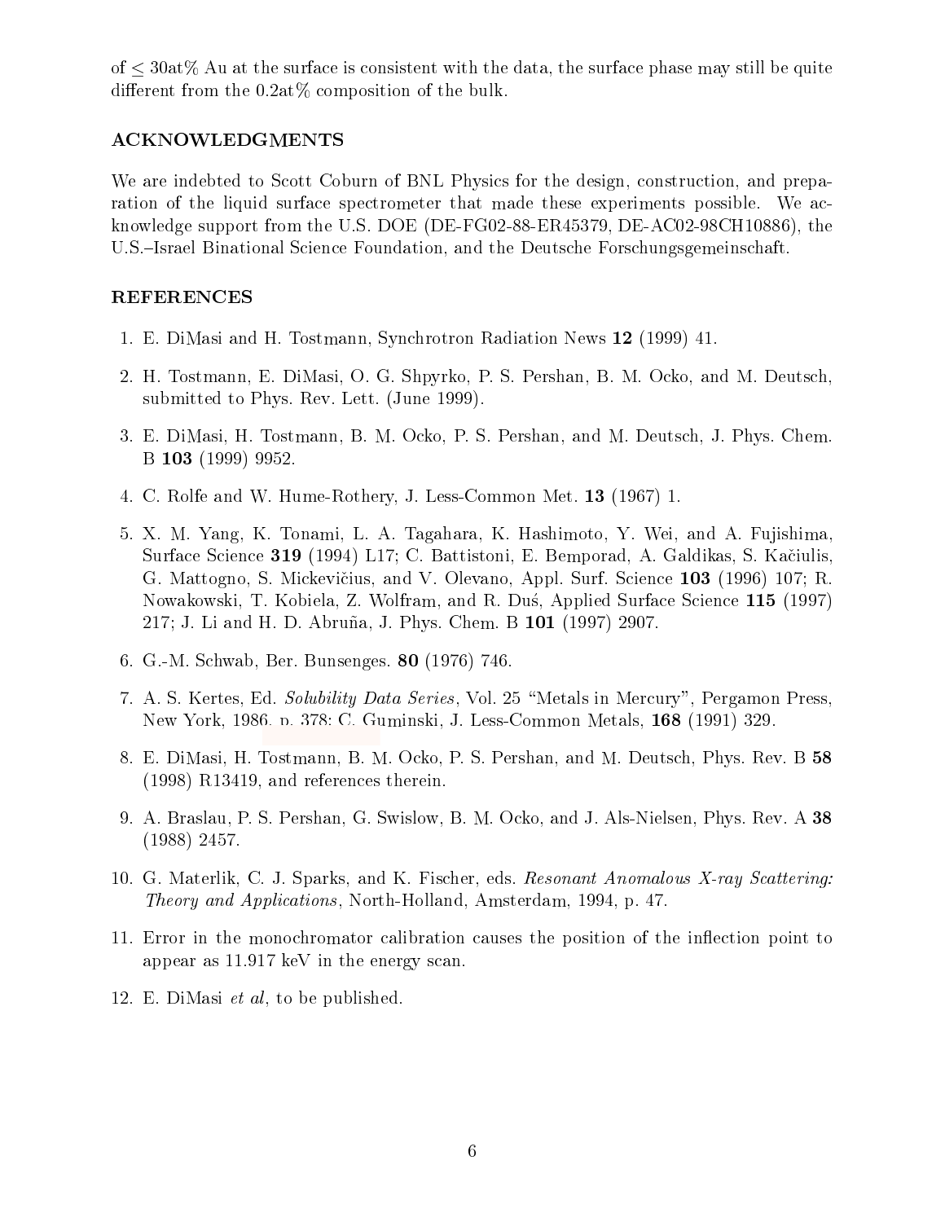of $\leq 30$at% Au at the surface is consistent with the data, the surface phase may still be quite different from the 0.2at% composition of the bulk.

## ACKNOWLEDGMENTS

We are indebted to Scott Coburn of BNL Physics for the design, construction, and preparation of the liquid surface spectrometer that made these experiments possible. We acknowledge support from the U.S. DOE (DE-FG02-88-ER45379, DE-AC02-98CH10886), the U.S.–Israel Binational Science Foundation, and the Deutsche Forschungsgemeinschaft.

## REFERENCES

1. E. DiMasi and H. Tostmann, Synchrotron Radiation News **12** (1999) 41.
2. H. Tostmann, E. DiMasi, O. G. Shpyrko, P. S. Pershan, B. M. Ocko, and M. Deutsch, submitted to Phys. Rev. Lett. (June 1999).
3. E. DiMasi, H. Tostmann, B. M. Ocko, P. S. Pershan, and M. Deutsch, J. Phys. Chem. B **103** (1999) 9952.
4. C. Rolfe and W. Hume-Rothery, J. Less-Common Met. **13** (1967) 1.
5. X. M. Yang, K. Tonami, L. A. Tagahara, K. Hashimoto, Y. Wei, and A. Fujishima, Surface Science **319** (1994) L17; C. Battistoni, E. Bemporad, A. Galdikas, S. Kačiulis, G. Mattogno, S. Mickevičius, and V. Olevano, Appl. Surf. Science **103** (1996) 107; R. Nowakowski, T. Kobiela, Z. Wolfram, and R. Duś, Applied Surface Science **115** (1997) 217; J. Li and H. D. Abruña, J. Phys. Chem. B **101** (1997) 2907.
6. G.-M. Schwab, Ber. Bunsenges. **80** (1976) 746.
7. A. S. Kertes, Ed. *Solubility Data Series*, Vol. 25 "Metals in Mercury", Pergamon Press, New York, 1986, p. 378; C. Guminski, J. Less-Common Metals, **168** (1991) 329.
8. E. DiMasi, H. Tostmann, B. M. Ocko, P. S. Pershan, and M. Deutsch, Phys. Rev. B **58** (1998) R13419, and references therein.
9. A. Braslau, P. S. Pershan, G. Swislow, B. M. Ocko, and J. Als-Nielsen, Phys. Rev. A **38** (1988) 2457.
10. G. Materlik, C. J. Sparks, and K. Fischer, eds. *Resonant Anomalous X-ray Scattering: Theory and Applications*, North-Holland, Amsterdam, 1994, p. 47.
11. Error in the monochromator calibration causes the position of the inflection point to appear as 11.917 keV in the energy scan.
12. E. DiMasi *et al*, to be published.